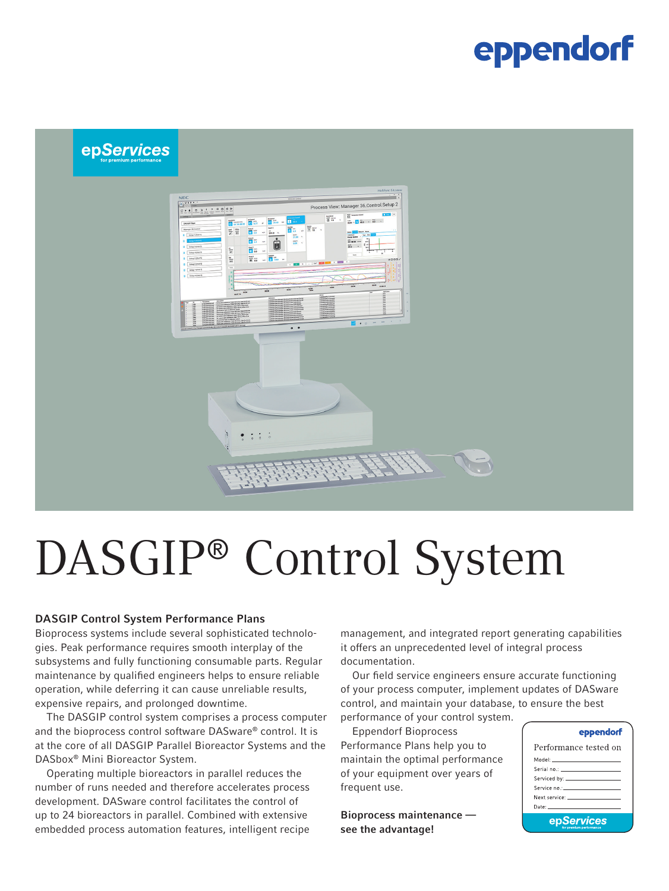# DASGIP® Control System

### DASGIP Control System Performance Plans

Bioprocess systems include several sophisticated technologies. Peak performance requires smooth interplay of the subsystems and fully functioning consumable parts. Regular maintenance by qualified engineers helps to ensure reliable operation, while deferring it can cause unreliable results, expensive repairs, and prolonged downtime.

The DASGIP control system comprises a process computer and the bioprocess control software DASware® control. It is at the core of all DASGIP Parallel Bioreactor Systems and the DASbox® Mini Bioreactor System.

Operating multiple bioreactors in parallel reduces the number of runs needed and therefore accelerates process development. DASware control facilitates the control of up to 24 bioreactors in parallel. Combined with extensive embedded process automation features, intelligent recipe management, and integrated report generating capabilities it offers an unprecedented level of integral process documentation.

Our field service engineers ensure accurate functioning of your process computer, implement updates of DASware control, and maintain your database, to ensure the best performance of your control system.

Eppendorf Bioprocess Performance Plans help you to maintain the optimal performance of your equipment over years of frequent use.

**Bioprocess maintenance — see the advantage!**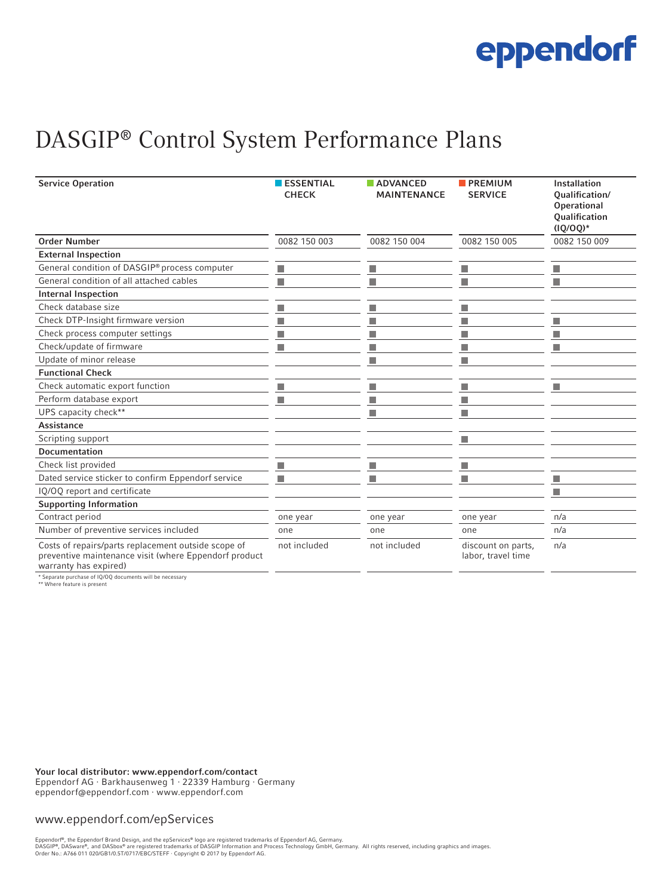# DASGIP® Control System Performance Plans

| Service Operation | ESSENTIAL CHECK | ADVANCED MAINTENANCE | PREMIUM SERVICE | Installation Qualification/ Operational Qualification (IQ/OQ)* |
|---|---|---|---|---|
| **Order Number** | 0082 150 003 | 0082 150 004 | 0082 150 005 | 0082 150 009 |
| **External Inspection** | | | | |
| General condition of DASGIP® process computer | ■ | ■ | ■ | ■ |
| General condition of all attached cables | ■ | ■ | ■ | ■ |
| **Internal Inspection** | | | | |
| Check database size | ■ | ■ | ■ | |
| Check DTP-Insight firmware version | ■ | ■ | ■ | ■ |
| Check process computer settings | ■ | ■ | ■ | ■ |
| Check/update of firmware | ■ | ■ | ■ | ■ |
| Update of minor release | | ■ | ■ | |
| **Functional Check** | | | | |
| Check automatic export function | ■ | ■ | ■ | ■ |
| Perform database export | ■ | ■ | ■ | |
| UPS capacity check** | | ■ | ■ | |
| **Assistance** | | | | |
| Scripting support | | | ■ | |
| **Documentation** | | | | |
| Check list provided | ■ | ■ | ■ | |
| Dated service sticker to confirm Eppendorf service | ■ | ■ | ■ | ■ |
| IQ/OQ report and certificate | | | | ■ |
| **Supporting Information** | | | | |
| Contract period | one year | one year | one year | n/a |
| Number of preventive services included | one | one | one | n/a |
| Costs of repairs/parts replacement outside scope of preventive maintenance visit (where Eppendorf product warranty has expired) | not included | not included | discount on parts, labor, travel time | n/a |

\* Separate purchase of IQ/OQ documents will be necessary
\*\* Where feature is present

**Your local distributor: www.eppendorf.com/contact**
Eppendorf AG · Barkhausenweg 1 · 22339 Hamburg · Germany
eppendorf@eppendorf.com · www.eppendorf.com

www.eppendorf.com/epServices

Eppendorf®, the Eppendorf Brand Design, and the epServices® logo are registered trademarks of Eppendorf AG, Germany.
DASGIP®, DASware®, and DASbox® are registered trademarks of DASGIP Information and Process Technology GmbH, Germany. All rights reserved, including graphics and images.
Order No.: A766 011 020/GB1/0.5T/0717/EBC/STEFF · Copyright © 2017 by Eppendorf AG.